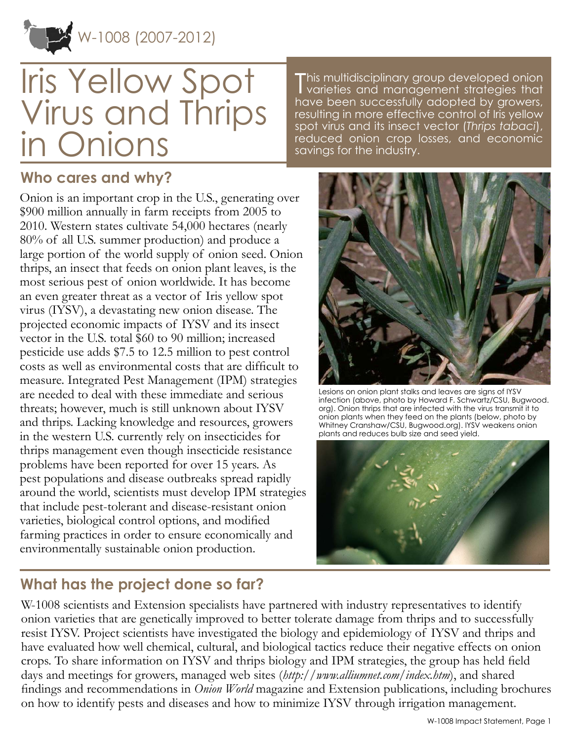W-1008 (2007-2012)

# Iris Yellow Spot Virus and Thrips in Onions

This multidisciplinary group developed onion varieties and management strategies that have been successfully adopted by growers, resulting in more effective control of Iris yellow spot virus and its insect vector (*Thrips tabaci*), reduced onion crop losses, and economic savings for the industry.

## Who cares and why?

Onion is an important crop in the U.S., generating over $900 million annually in farm receipts from 2005 to 2010. Western states cultivate 54,000 hectares (nearly 80% of all U.S. summer production) and produce a large portion of the world supply of onion seed. Onion thrips, an insect that feeds on onion plant leaves, is the most serious pest of onion worldwide. It has become an even greater threat as a vector of Iris yellow spot virus (IYSV), a devastating new onion disease. The projected economic impacts of IYSV and its insect vector in the U.S. total $60 to 90 million; increased pesticide use adds $7.5 to 12.5 million to pest control costs as well as environmental costs that are difficult to measure. Integrated Pest Management (IPM) strategies are needed to deal with these immediate and serious threats; however, much is still unknown about IYSV and thrips. Lacking knowledge and resources, growers in the western U.S. currently rely on insecticides for thrips management even though insecticide resistance problems have been reported for over 15 years. As pest populations and disease outbreaks spread rapidly around the world, scientists must develop IPM strategies that include pest-tolerant and disease-resistant onion varieties, biological control options, and modified farming practices in order to ensure economically and environmentally sustainable onion production.

Lesions on onion plant stalks and leaves are signs of IYSV infection (above, photo by Howard F. Schwartz/CSU, Bugwood.org). Onion thrips that are infected with the virus transmit it to onion plants when they feed on the plants (below, photo by Whitney Cranshaw/CSU, Bugwood.org). IYSV weakens onion plants and reduces bulb size and seed yield.

## What has the project done so far?

W-1008 scientists and Extension specialists have partnered with industry representatives to identify onion varieties that are genetically improved to better tolerate damage from thrips and to successfully resist IYSV. Project scientists have investigated the biology and epidemiology of IYSV and thrips and have evaluated how well chemical, cultural, and biological tactics reduce their negative effects on onion crops. To share information on IYSV and thrips biology and IPM strategies, the group has held field days and meetings for growers, managed web sites (*http://www.alliumnet.com/index.htm*), and shared findings and recommendations in *Onion World* magazine and Extension publications, including brochures on how to identify pests and diseases and how to minimize IYSV through irrigation management.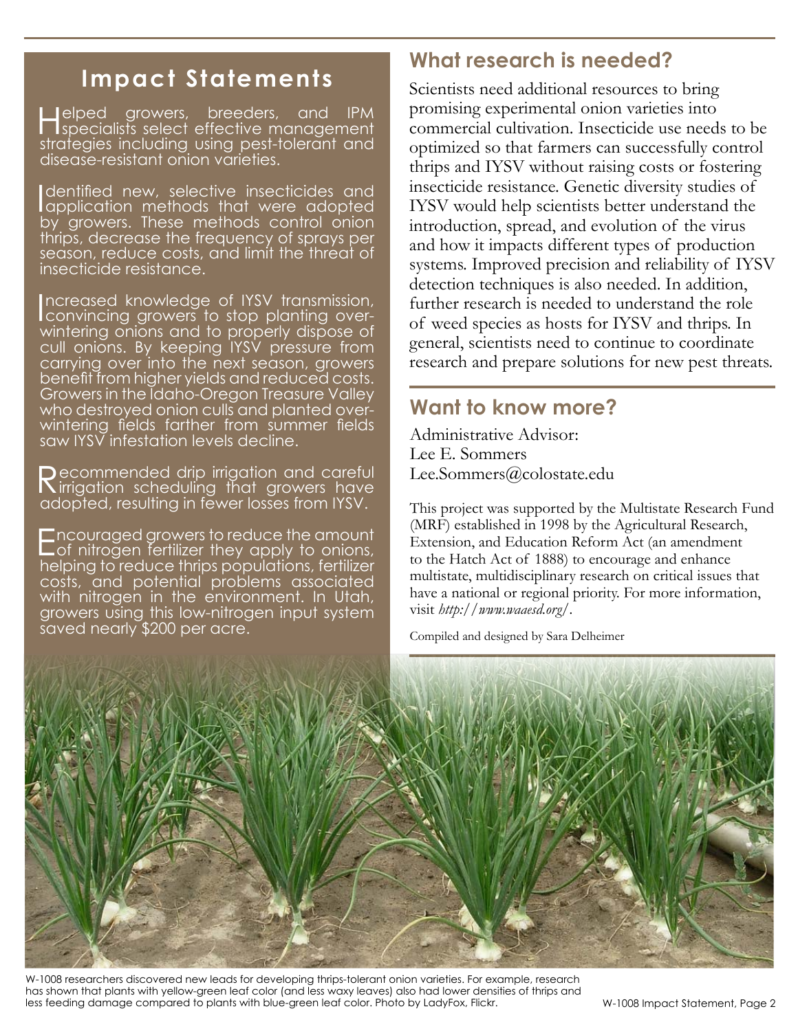## Impact Statements

Helped growers, breeders, and IPM specialists select effective management strategies including using pest-tolerant and disease-resistant onion varieties.

Identified new, selective insecticides and application methods that were adopted by growers. These methods control onion thrips, decrease the frequency of sprays per season, reduce costs, and limit the threat of insecticide resistance.

Increased knowledge of IYSV transmission, convincing growers to stop planting over-wintering onions and to properly dispose of cull onions. By keeping IYSV pressure from carrying over into the next season, growers benefit from higher yields and reduced costs. Growers in the Idaho-Oregon Treasure Valley who destroyed onion culls and planted over-wintering fields farther from summer fields saw IYSV infestation levels decline.

Recommended drip irrigation and careful irrigation scheduling that growers have adopted, resulting in fewer losses from IYSV.

Encouraged growers to reduce the amount of nitrogen fertilizer they apply to onions, helping to reduce thrips populations, fertilizer costs, and potential problems associated with nitrogen in the environment. In Utah, growers using this low-nitrogen input system saved nearly $200 per acre.

## What research is needed?

Scientists need additional resources to bring promising experimental onion varieties into commercial cultivation. Insecticide use needs to be optimized so that farmers can successfully control thrips and IYSV without raising costs or fostering insecticide resistance. Genetic diversity studies of IYSV would help scientists better understand the introduction, spread, and evolution of the virus and how it impacts different types of production systems. Improved precision and reliability of IYSV detection techniques is also needed. In addition, further research is needed to understand the role of weed species as hosts for IYSV and thrips. In general, scientists need to continue to coordinate research and prepare solutions for new pest threats.

## Want to know more?

Administrative Advisor:
Lee E. Sommers
Lee.Sommers@colostate.edu

This project was supported by the Multistate Research Fund (MRF) established in 1998 by the Agricultural Research, Extension, and Education Reform Act (an amendment to the Hatch Act of 1888) to encourage and enhance multistate, multidisciplinary research on critical issues that have a national or regional priority. For more information, visit *http://www.waaesd.org/*.

Compiled and designed by Sara Delheimer

W-1008 researchers discovered new leads for developing thrips-tolerant onion varieties. For example, research has shown that plants with yellow-green leaf color (and less waxy leaves) also had lower densities of thrips and less feeding damage compared to plants with blue-green leaf color. Photo by LadyFox, Flickr.